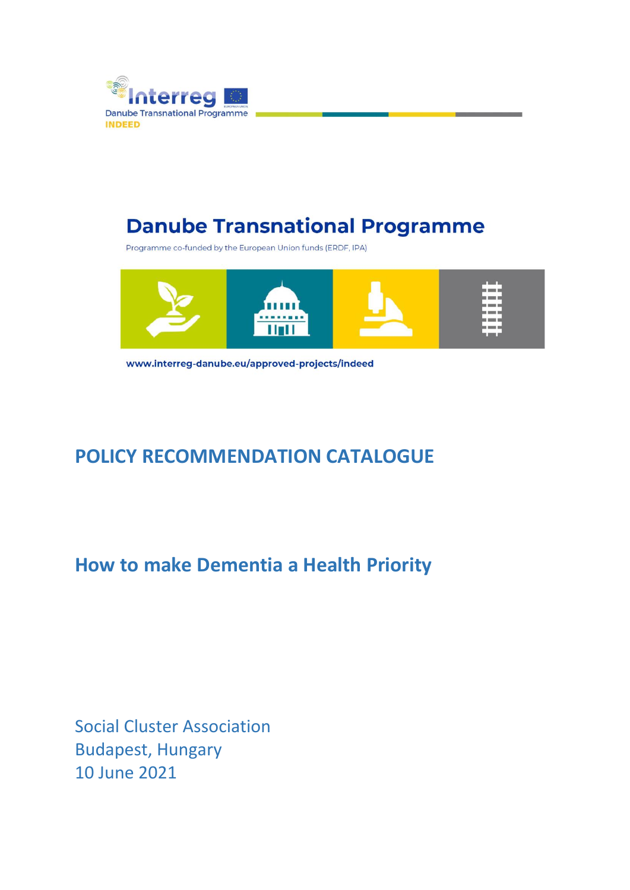Interreg

Danube Transnational Programme

INDEED

## Danube Transnational Programme

Programme co-funded by the European Union funds (ERDF, IPA)

www.interreg-danube.eu/approved-projects/indeed

# POLICY RECOMMENDATION CATALOGUE

## How to make Dementia a Health Priority

Social Cluster Association
Budapest, Hungary
10 June 2021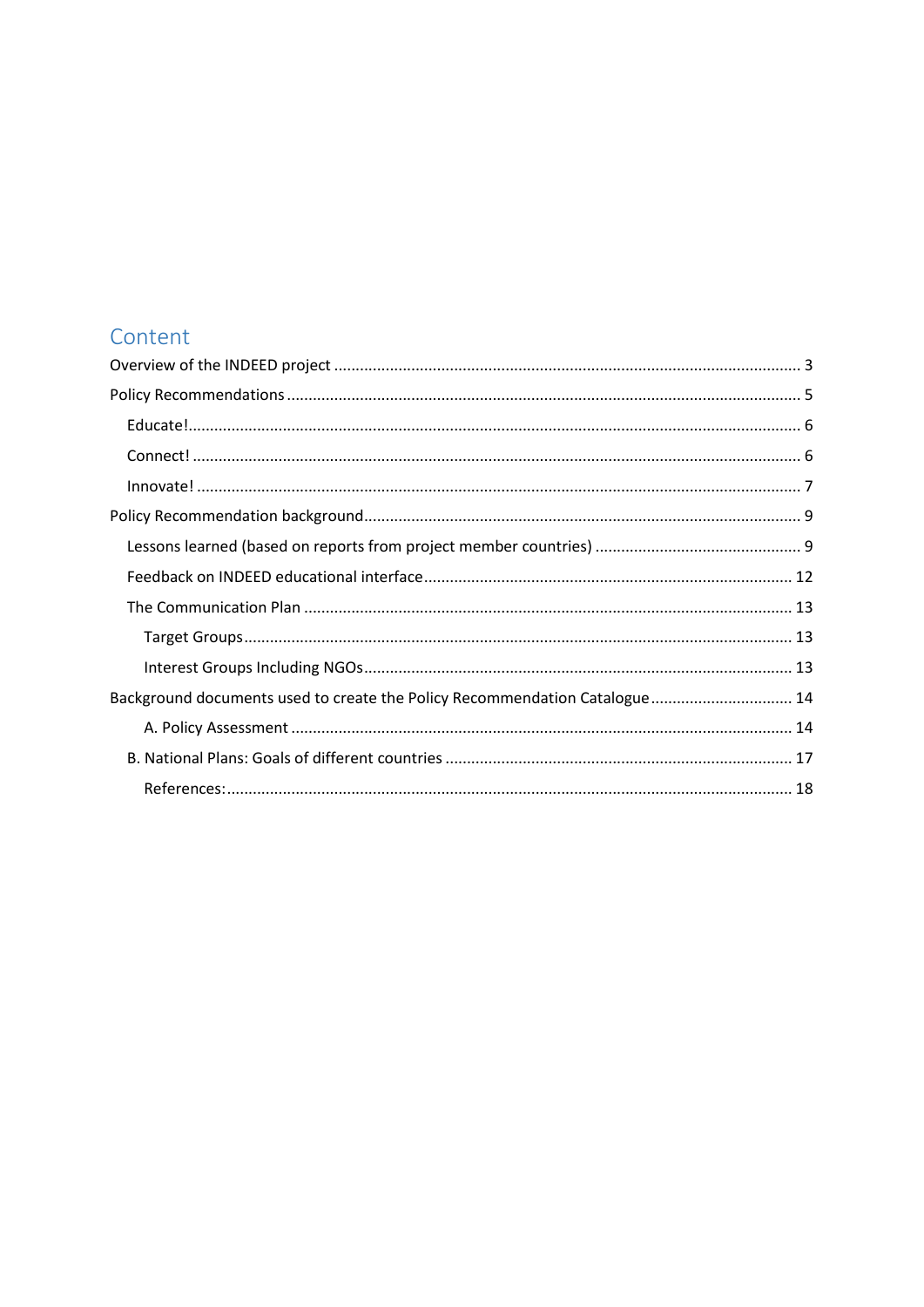# Content

Overview of the INDEED project ... 3

Policy Recommendations ... 5

- Educate! ... 6
- Connect! ... 6
- Innovate! ... 7

Policy Recommendation background ... 9

- Lessons learned (based on reports from project member countries) ... 9
- Feedback on INDEED educational interface ... 12
- The Communication Plan ... 13
  - Target Groups ... 13
  - Interest Groups Including NGOs ... 13

Background documents used to create the Policy Recommendation Catalogue ... 14

- A. Policy Assessment ... 14
- B. National Plans: Goals of different countries ... 17
  - References: ... 18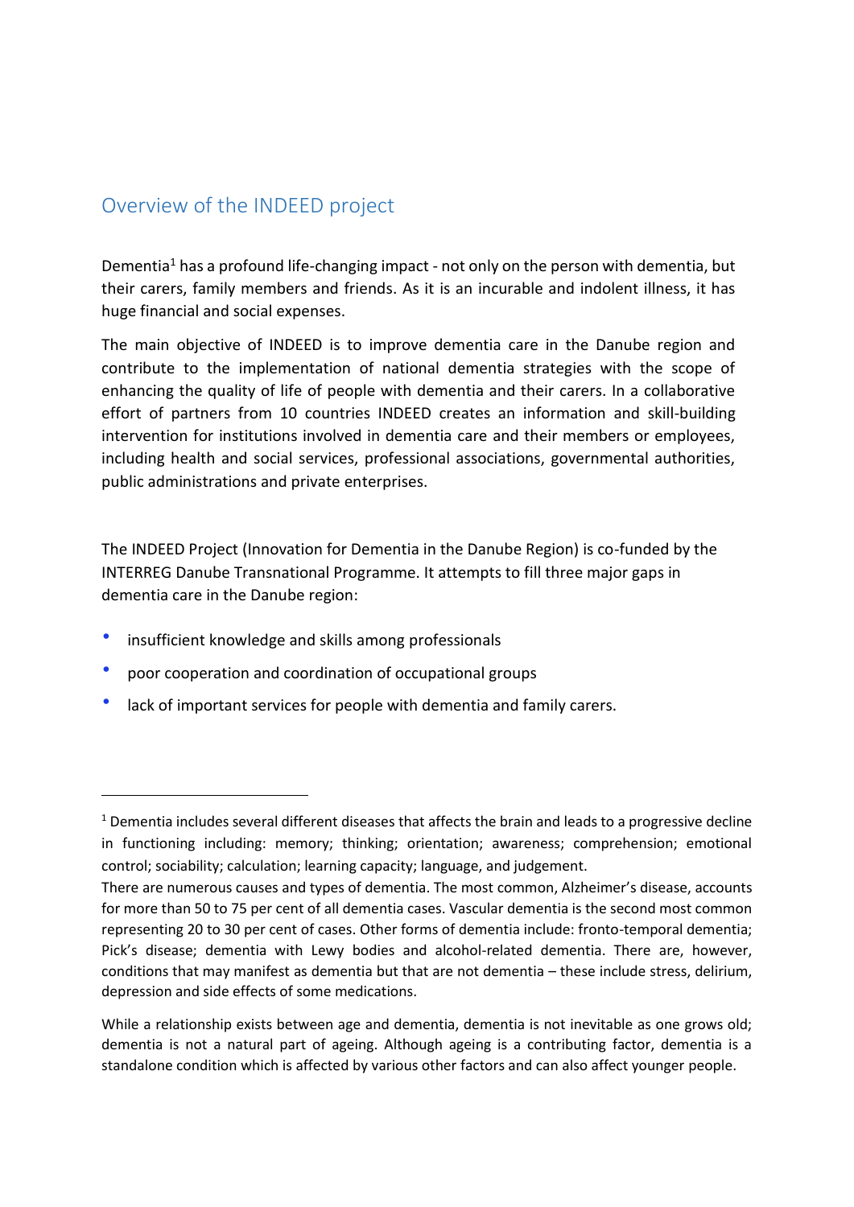## Overview of the INDEED project

Dementia[1] has a profound life-changing impact - not only on the person with dementia, but their carers, family members and friends. As it is an incurable and indolent illness, it has huge financial and social expenses.

The main objective of INDEED is to improve dementia care in the Danube region and contribute to the implementation of national dementia strategies with the scope of enhancing the quality of life of people with dementia and their carers. In a collaborative effort of partners from 10 countries INDEED creates an information and skill-building intervention for institutions involved in dementia care and their members or employees, including health and social services, professional associations, governmental authorities, public administrations and private enterprises.

The INDEED Project (Innovation for Dementia in the Danube Region) is co-funded by the INTERREG Danube Transnational Programme. It attempts to fill three major gaps in dementia care in the Danube region:

- insufficient knowledge and skills among professionals
- poor cooperation and coordination of occupational groups
- lack of important services for people with dementia and family carers.

---

[1] Dementia includes several different diseases that affects the brain and leads to a progressive decline in functioning including: memory; thinking; orientation; awareness; comprehension; emotional control; sociability; calculation; learning capacity; language, and judgement.

There are numerous causes and types of dementia. The most common, Alzheimer's disease, accounts for more than 50 to 75 per cent of all dementia cases. Vascular dementia is the second most common representing 20 to 30 per cent of cases. Other forms of dementia include: fronto-temporal dementia; Pick's disease; dementia with Lewy bodies and alcohol-related dementia. There are, however, conditions that may manifest as dementia but that are not dementia – these include stress, delirium, depression and side effects of some medications.

While a relationship exists between age and dementia, dementia is not inevitable as one grows old; dementia is not a natural part of ageing. Although ageing is a contributing factor, dementia is a standalone condition which is affected by various other factors and can also affect younger people.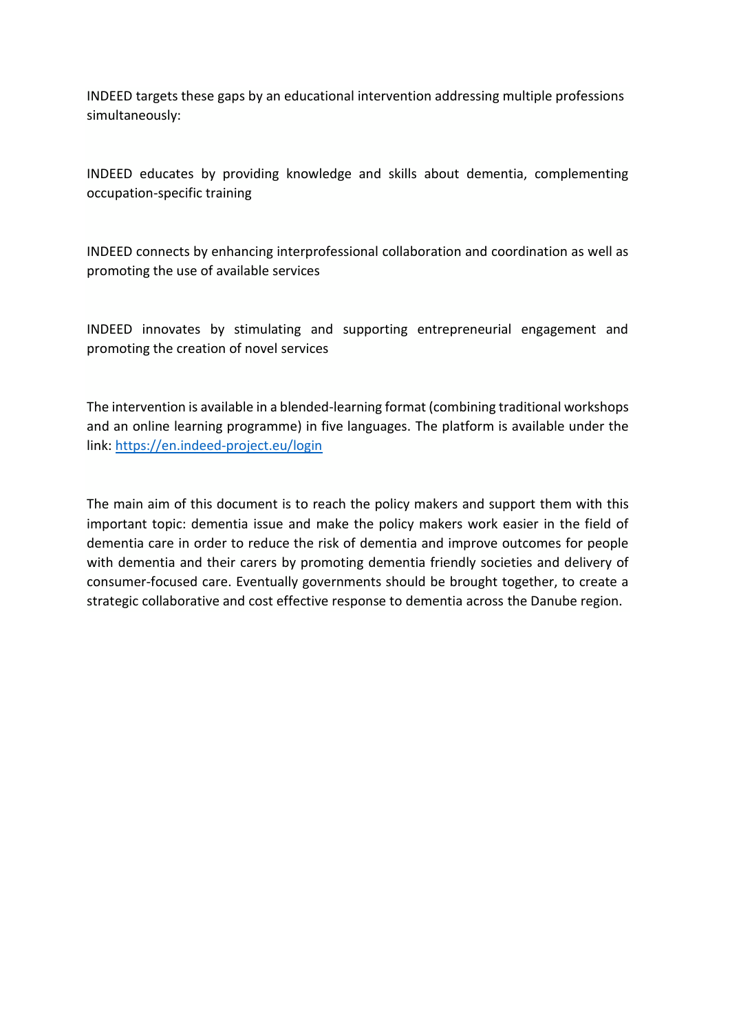INDEED targets these gaps by an educational intervention addressing multiple professions simultaneously:

INDEED educates by providing knowledge and skills about dementia, complementing occupation-specific training

INDEED connects by enhancing interprofessional collaboration and coordination as well as promoting the use of available services

INDEED innovates by stimulating and supporting entrepreneurial engagement and promoting the creation of novel services

The intervention is available in a blended-learning format (combining traditional workshops and an online learning programme) in five languages. The platform is available under the link: [https://en.indeed-project.eu/login](https://en.indeed-project.eu/login)

The main aim of this document is to reach the policy makers and support them with this important topic: dementia issue and make the policy makers work easier in the field of dementia care in order to reduce the risk of dementia and improve outcomes for people with dementia and their carers by promoting dementia friendly societies and delivery of consumer-focused care. Eventually governments should be brought together, to create a strategic collaborative and cost effective response to dementia across the Danube region.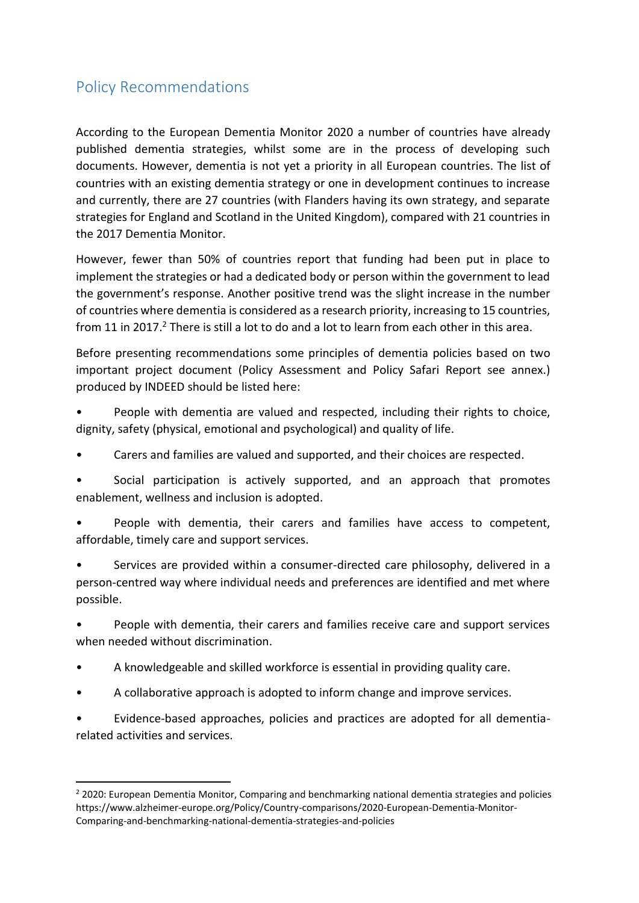## Policy Recommendations

According to the European Dementia Monitor 2020 a number of countries have already published dementia strategies, whilst some are in the process of developing such documents. However, dementia is not yet a priority in all European countries. The list of countries with an existing dementia strategy or one in development continues to increase and currently, there are 27 countries (with Flanders having its own strategy, and separate strategies for England and Scotland in the United Kingdom), compared with 21 countries in the 2017 Dementia Monitor.

However, fewer than 50% of countries report that funding had been put in place to implement the strategies or had a dedicated body or person within the government to lead the government's response. Another positive trend was the slight increase in the number of countries where dementia is considered as a research priority, increasing to 15 countries, from 11 in 2017.[2] There is still a lot to do and a lot to learn from each other in this area.

Before presenting recommendations some principles of dementia policies based on two important project document (Policy Assessment and Policy Safari Report see annex.) produced by INDEED should be listed here:

- People with dementia are valued and respected, including their rights to choice, dignity, safety (physical, emotional and psychological) and quality of life.
- Carers and families are valued and supported, and their choices are respected.
- Social participation is actively supported, and an approach that promotes enablement, wellness and inclusion is adopted.
- People with dementia, their carers and families have access to competent, affordable, timely care and support services.
- Services are provided within a consumer-directed care philosophy, delivered in a person-centred way where individual needs and preferences are identified and met where possible.
- People with dementia, their carers and families receive care and support services when needed without discrimination.
- A knowledgeable and skilled workforce is essential in providing quality care.
- A collaborative approach is adopted to inform change and improve services.
- Evidence-based approaches, policies and practices are adopted for all dementia-related activities and services.

---

[2] 2020: European Dementia Monitor, Comparing and benchmarking national dementia strategies and policies https://www.alzheimer-europe.org/Policy/Country-comparisons/2020-European-Dementia-Monitor-Comparing-and-benchmarking-national-dementia-strategies-and-policies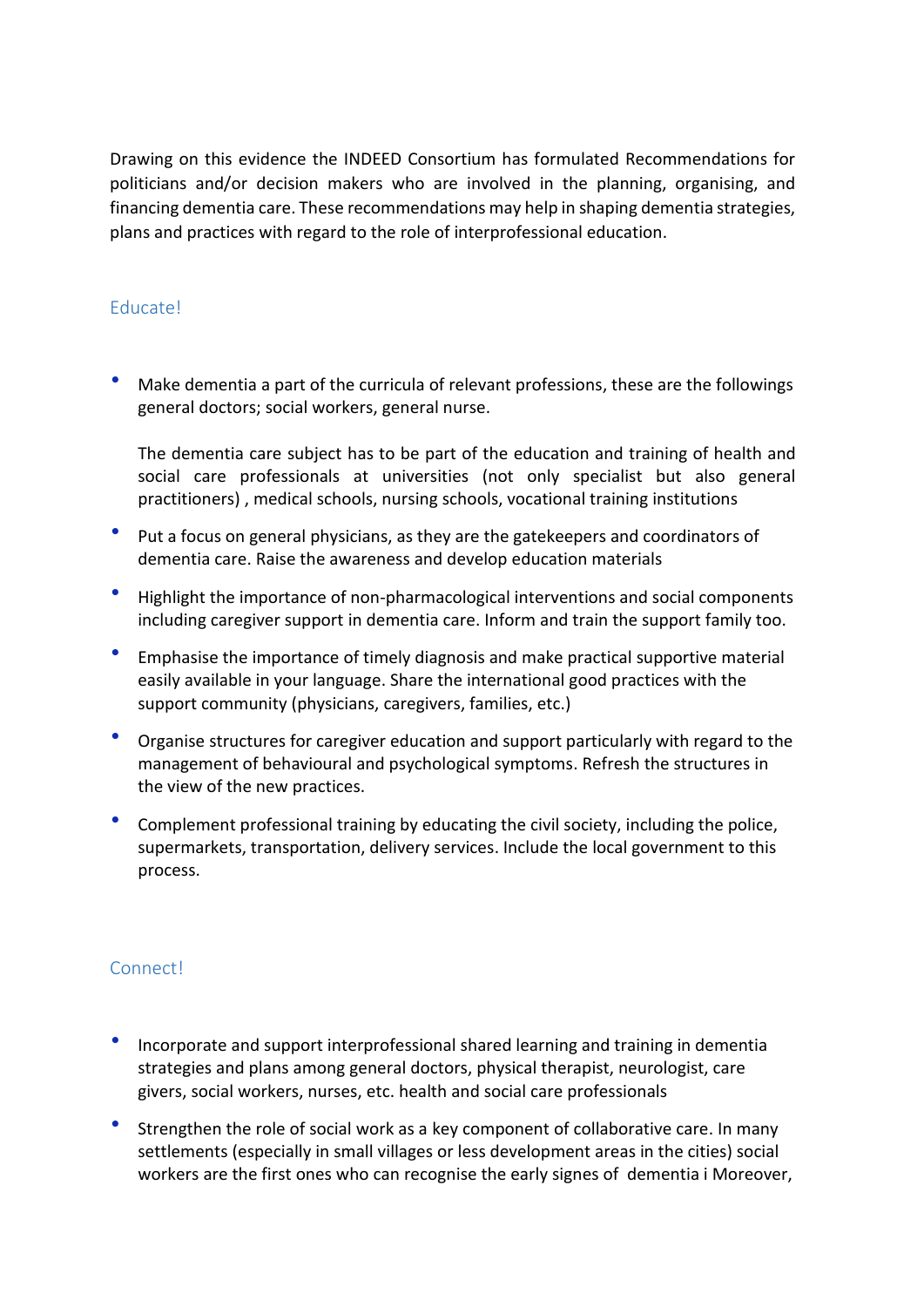Drawing on this evidence the INDEED Consortium has formulated Recommendations for politicians and/or decision makers who are involved in the planning, organising, and financing dementia care. These recommendations may help in shaping dementia strategies, plans and practices with regard to the role of interprofessional education.

## Educate!

- Make dementia a part of the curricula of relevant professions, these are the followings general doctors; social workers, general nurse.

  The dementia care subject has to be part of the education and training of health and social care professionals at universities (not only specialist but also general practitioners) , medical schools, nursing schools, vocational training institutions

- Put a focus on general physicians, as they are the gatekeepers and coordinators of dementia care. Raise the awareness and develop education materials
- Highlight the importance of non-pharmacological interventions and social components including caregiver support in dementia care. Inform and train the support family too.
- Emphasise the importance of timely diagnosis and make practical supportive material easily available in your language. Share the international good practices with the support community (physicians, caregivers, families, etc.)
- Organise structures for caregiver education and support particularly with regard to the management of behavioural and psychological symptoms. Refresh the structures in the view of the new practices.
- Complement professional training by educating the civil society, including the police, supermarkets, transportation, delivery services. Include the local government to this process.

## Connect!

- Incorporate and support interprofessional shared learning and training in dementia strategies and plans among general doctors, physical therapist, neurologist, care givers, social workers, nurses, etc. health and social care professionals
- Strengthen the role of social work as a key component of collaborative care. In many settlements (especially in small villages or less development areas in the cities) social workers are the first ones who can recognise the early signes of dementia i Moreover,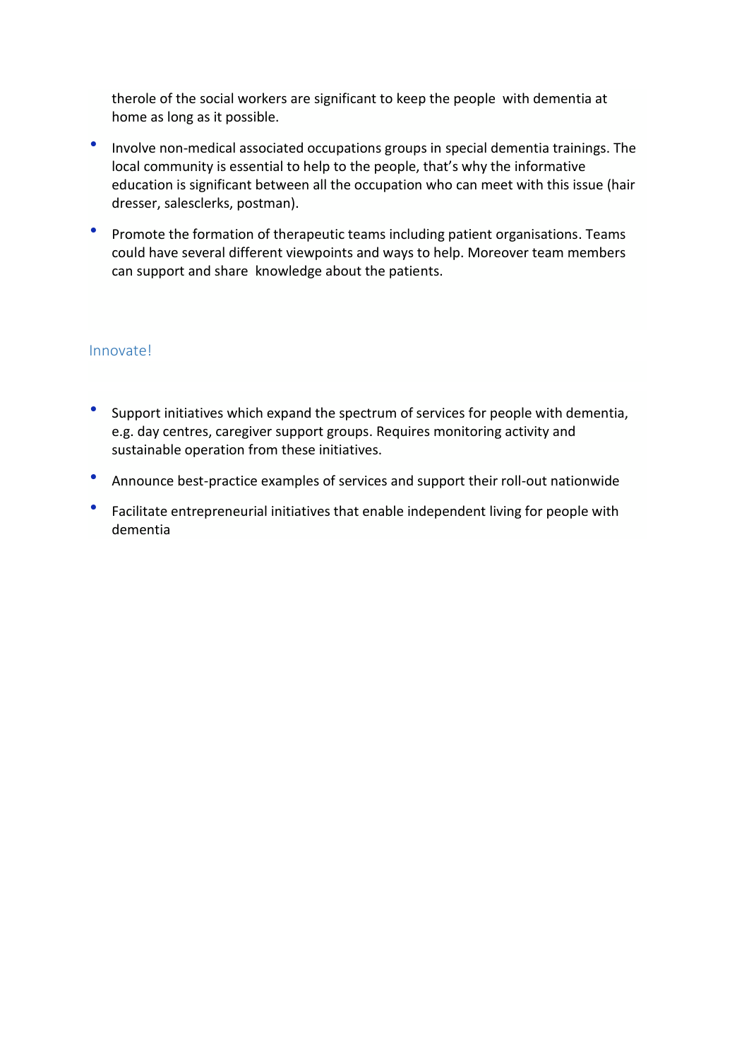therole of the social workers are significant to keep the people with dementia at home as long as it possible.

- Involve non-medical associated occupations groups in special dementia trainings. The local community is essential to help to the people, that's why the informative education is significant between all the occupation who can meet with this issue (hair dresser, salesclerks, postman).
- Promote the formation of therapeutic teams including patient organisations. Teams could have several different viewpoints and ways to help. Moreover team members can support and share knowledge about the patients.

## Innovate!

- Support initiatives which expand the spectrum of services for people with dementia, e.g. day centres, caregiver support groups. Requires monitoring activity and sustainable operation from these initiatives.
- Announce best-practice examples of services and support their roll-out nationwide
- Facilitate entrepreneurial initiatives that enable independent living for people with dementia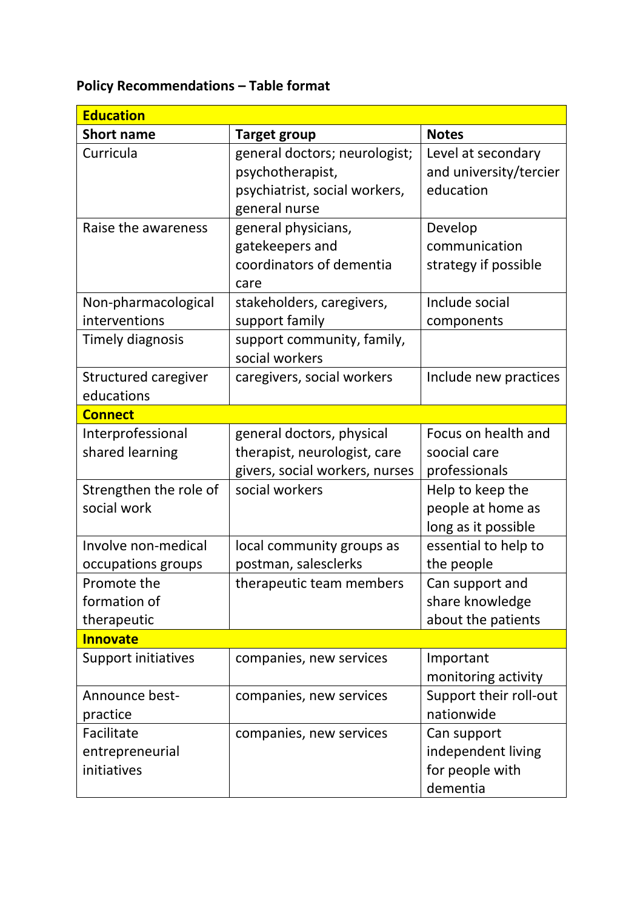**Policy Recommendations – Table format**

| **Education** | | |
|---|---|---|
| **Short name** | **Target group** | **Notes** |
| Curricula | general doctors; neurologist; psychotherapist, psychiatrist, social workers, general nurse | Level at secondary and university/tercier education |
| Raise the awareness | general physicians, gatekeepers and coordinators of dementia care | Develop communication strategy if possible |
| Non-pharmacological interventions | stakeholders, caregivers, support family | Include social components |
| Timely diagnosis | support community, family, social workers | |
| Structured caregiver educations | caregivers, social workers | Include new practices |
| **Connect** | | |
| Interprofessional shared learning | general doctors, physical therapist, neurologist, care givers, social workers, nurses | Focus on health and soocial care professionals |
| Strengthen the role of social work | social workers | Help to keep the people at home as long as it possible |
| Involve non-medical occupations groups | local community groups as postman, salesclerks | essential to help to the people |
| Promote the formation of therapeutic | therapeutic team members | Can support and share knowledge about the patients |
| **Innovate** | | |
| Support initiatives | companies, new services | Important monitoring activity |
| Announce best-practice | companies, new services | Support their roll-out nationwide |
| Facilitate entrepreneurial initiatives | companies, new services | Can support independent living for people with dementia |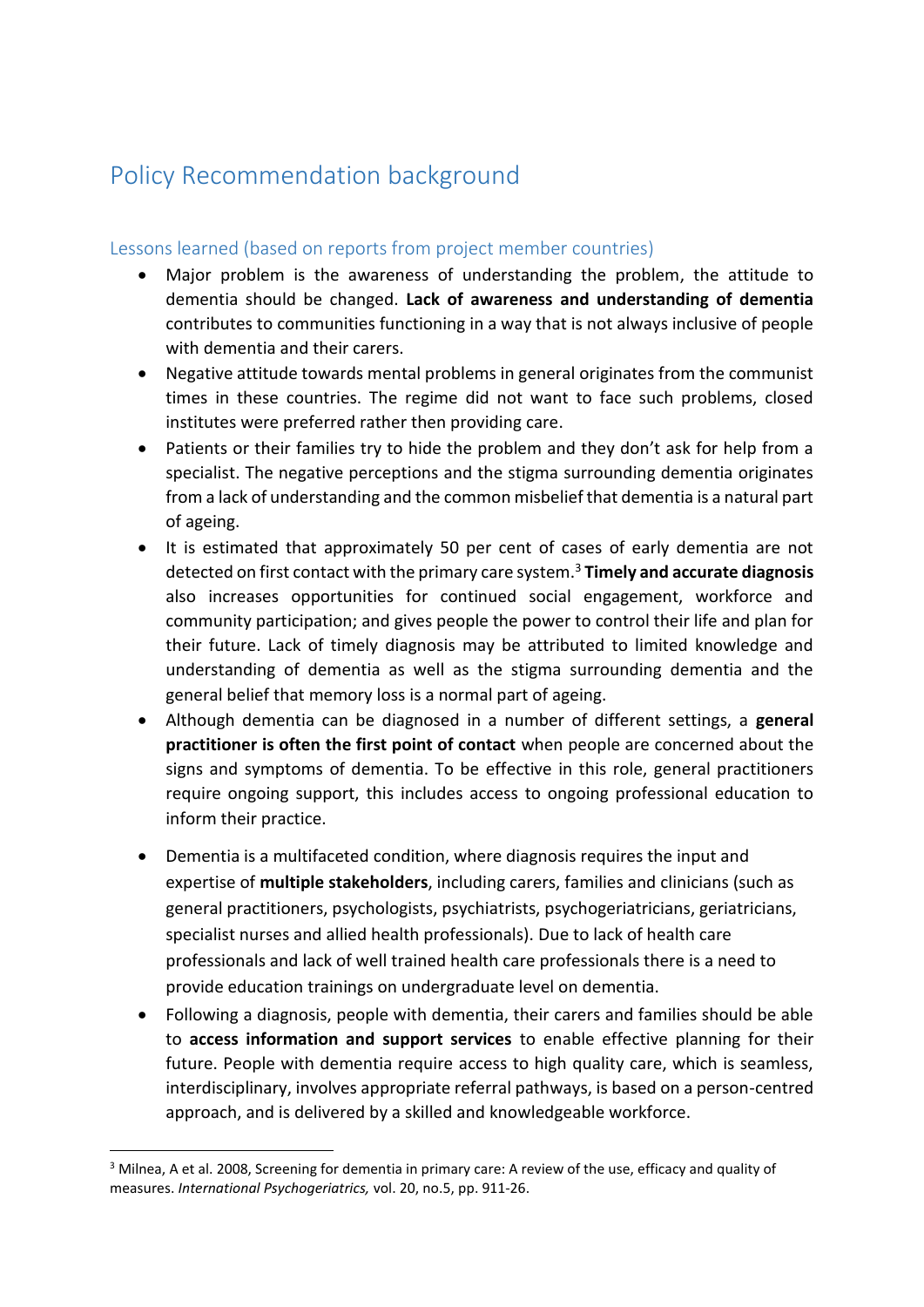# Policy Recommendation background

## Lessons learned (based on reports from project member countries)

- Major problem is the awareness of understanding the problem, the attitude to dementia should be changed. **Lack of awareness and understanding of dementia** contributes to communities functioning in a way that is not always inclusive of people with dementia and their carers.
- Negative attitude towards mental problems in general originates from the communist times in these countries. The regime did not want to face such problems, closed institutes were preferred rather then providing care.
- Patients or their families try to hide the problem and they don't ask for help from a specialist. The negative perceptions and the stigma surrounding dementia originates from a lack of understanding and the common misbelief that dementia is a natural part of ageing.
- It is estimated that approximately 50 per cent of cases of early dementia are not detected on first contact with the primary care system.[3] **Timely and accurate diagnosis** also increases opportunities for continued social engagement, workforce and community participation; and gives people the power to control their life and plan for their future. Lack of timely diagnosis may be attributed to limited knowledge and understanding of dementia as well as the stigma surrounding dementia and the general belief that memory loss is a normal part of ageing.
- Although dementia can be diagnosed in a number of different settings, a **general practitioner is often the first point of contact** when people are concerned about the signs and symptoms of dementia. To be effective in this role, general practitioners require ongoing support, this includes access to ongoing professional education to inform their practice.
- Dementia is a multifaceted condition, where diagnosis requires the input and expertise of **multiple stakeholders**, including carers, families and clinicians (such as general practitioners, psychologists, psychiatrists, psychogeriatricians, geriatricians, specialist nurses and allied health professionals). Due to lack of health care professionals and lack of well trained health care professionals there is a need to provide education trainings on undergraduate level on dementia.
- Following a diagnosis, people with dementia, their carers and families should be able to **access information and support services** to enable effective planning for their future. People with dementia require access to high quality care, which is seamless, interdisciplinary, involves appropriate referral pathways, is based on a person-centred approach, and is delivered by a skilled and knowledgeable workforce.

---

[3] Milnea, A et al. 2008, Screening for dementia in primary care: A review of the use, efficacy and quality of measures. *International Psychogeriatrics,* vol. 20, no.5, pp. 911-26.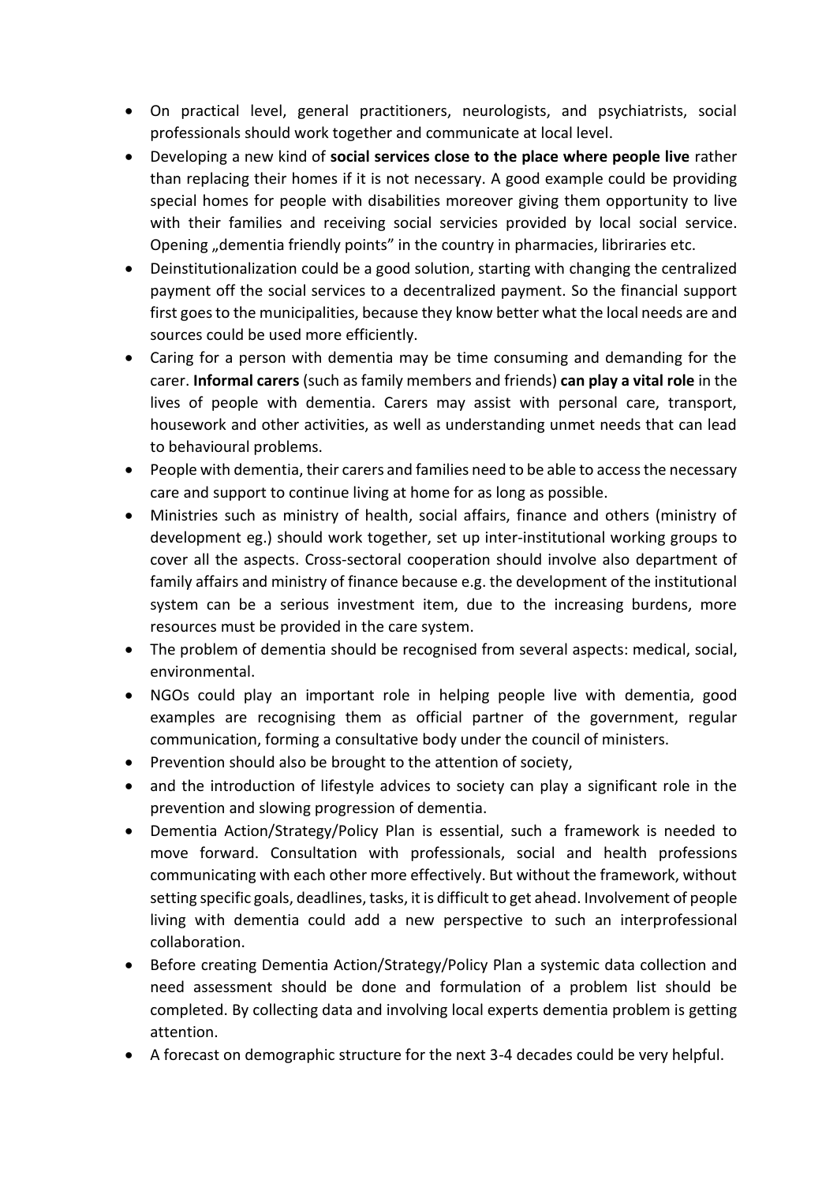- On practical level, general practitioners, neurologists, and psychiatrists, social professionals should work together and communicate at local level.
- Developing a new kind of **social services close to the place where people live** rather than replacing their homes if it is not necessary. A good example could be providing special homes for people with disabilities moreover giving them opportunity to live with their families and receiving social servicies provided by local social service. Opening „dementia friendly points" in the country in pharmacies, libriraries etc.
- Deinstitutionalization could be a good solution, starting with changing the centralized payment off the social services to a decentralized payment. So the financial support first goes to the municipalities, because they know better what the local needs are and sources could be used more efficiently.
- Caring for a person with dementia may be time consuming and demanding for the carer. **Informal carers** (such as family members and friends) **can play a vital role** in the lives of people with dementia. Carers may assist with personal care, transport, housework and other activities, as well as understanding unmet needs that can lead to behavioural problems.
- People with dementia, their carers and families need to be able to access the necessary care and support to continue living at home for as long as possible.
- Ministries such as ministry of health, social affairs, finance and others (ministry of development eg.) should work together, set up inter-institutional working groups to cover all the aspects. Cross-sectoral cooperation should involve also department of family affairs and ministry of finance because e.g. the development of the institutional system can be a serious investment item, due to the increasing burdens, more resources must be provided in the care system.
- The problem of dementia should be recognised from several aspects: medical, social, environmental.
- NGOs could play an important role in helping people live with dementia, good examples are recognising them as official partner of the government, regular communication, forming a consultative body under the council of ministers.
- Prevention should also be brought to the attention of society,
- and the introduction of lifestyle advices to society can play a significant role in the prevention and slowing progression of dementia.
- Dementia Action/Strategy/Policy Plan is essential, such a framework is needed to move forward. Consultation with professionals, social and health professions communicating with each other more effectively. But without the framework, without setting specific goals, deadlines, tasks, it is difficult to get ahead. Involvement of people living with dementia could add a new perspective to such an interprofessional collaboration.
- Before creating Dementia Action/Strategy/Policy Plan a systemic data collection and need assessment should be done and formulation of a problem list should be completed. By collecting data and involving local experts dementia problem is getting attention.
- A forecast on demographic structure for the next 3-4 decades could be very helpful.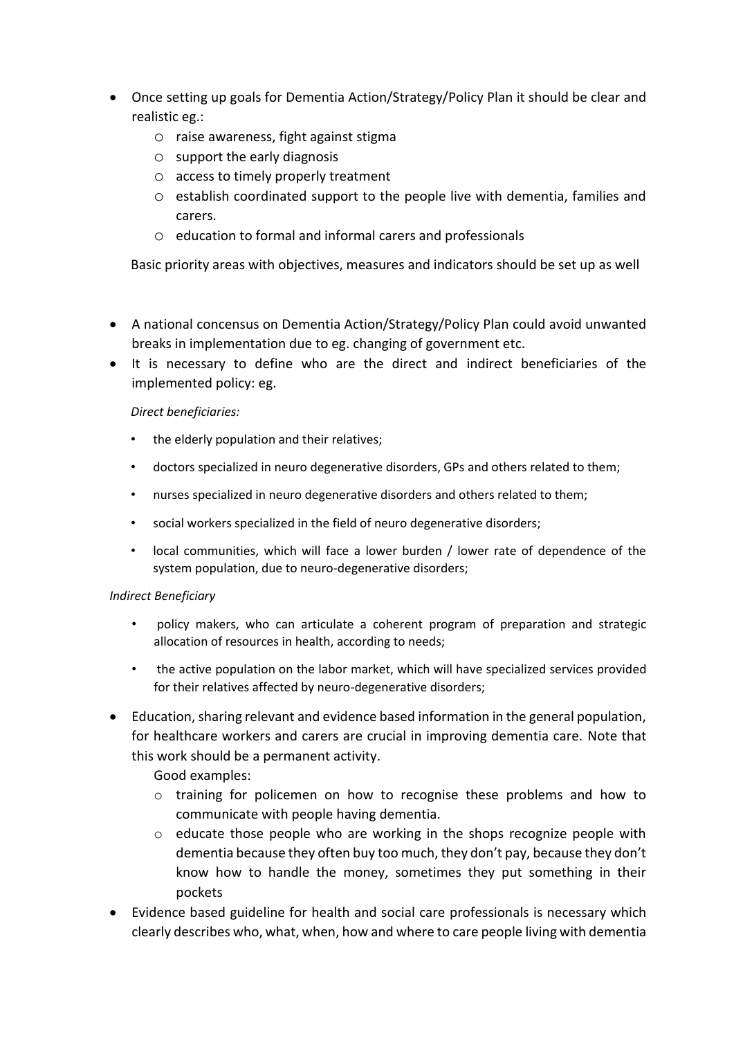- Once setting up goals for Dementia Action/Strategy/Policy Plan it should be clear and realistic eg.:
    - raise awareness, fight against stigma
    - support the early diagnosis
    - access to timely properly treatment
    - establish coordinated support to the people live with dementia, families and carers.
    - education to formal and informal carers and professionals

  Basic priority areas with objectives, measures and indicators should be set up as well

- A national concensus on Dementia Action/Strategy/Policy Plan could avoid unwanted breaks in implementation due to eg. changing of government etc.
- It is necessary to define who are the direct and indirect beneficiaries of the implemented policy: eg.

  *Direct beneficiaries:*

    - the elderly population and their relatives;
    - doctors specialized in neuro degenerative disorders, GPs and others related to them;
    - nurses specialized in neuro degenerative disorders and others related to them;
    - social workers specialized in the field of neuro degenerative disorders;
    - local communities, which will face a lower burden / lower rate of dependence of the system population, due to neuro-degenerative disorders;

  *Indirect Beneficiary*

    - policy makers, who can articulate a coherent program of preparation and strategic allocation of resources in health, according to needs;
    - the active population on the labor market, which will have specialized services provided for their relatives affected by neuro-degenerative disorders;

- Education, sharing relevant and evidence based information in the general population, for healthcare workers and carers are crucial in improving dementia care. Note that this work should be a permanent activity.

  Good examples:
    - training for policemen on how to recognise these problems and how to communicate with people having dementia.
    - educate those people who are working in the shops recognize people with dementia because they often buy too much, they don't pay, because they don't know how to handle the money, sometimes they put something in their pockets

- Evidence based guideline for health and social care professionals is necessary which clearly describes who, what, when, how and where to care people living with dementia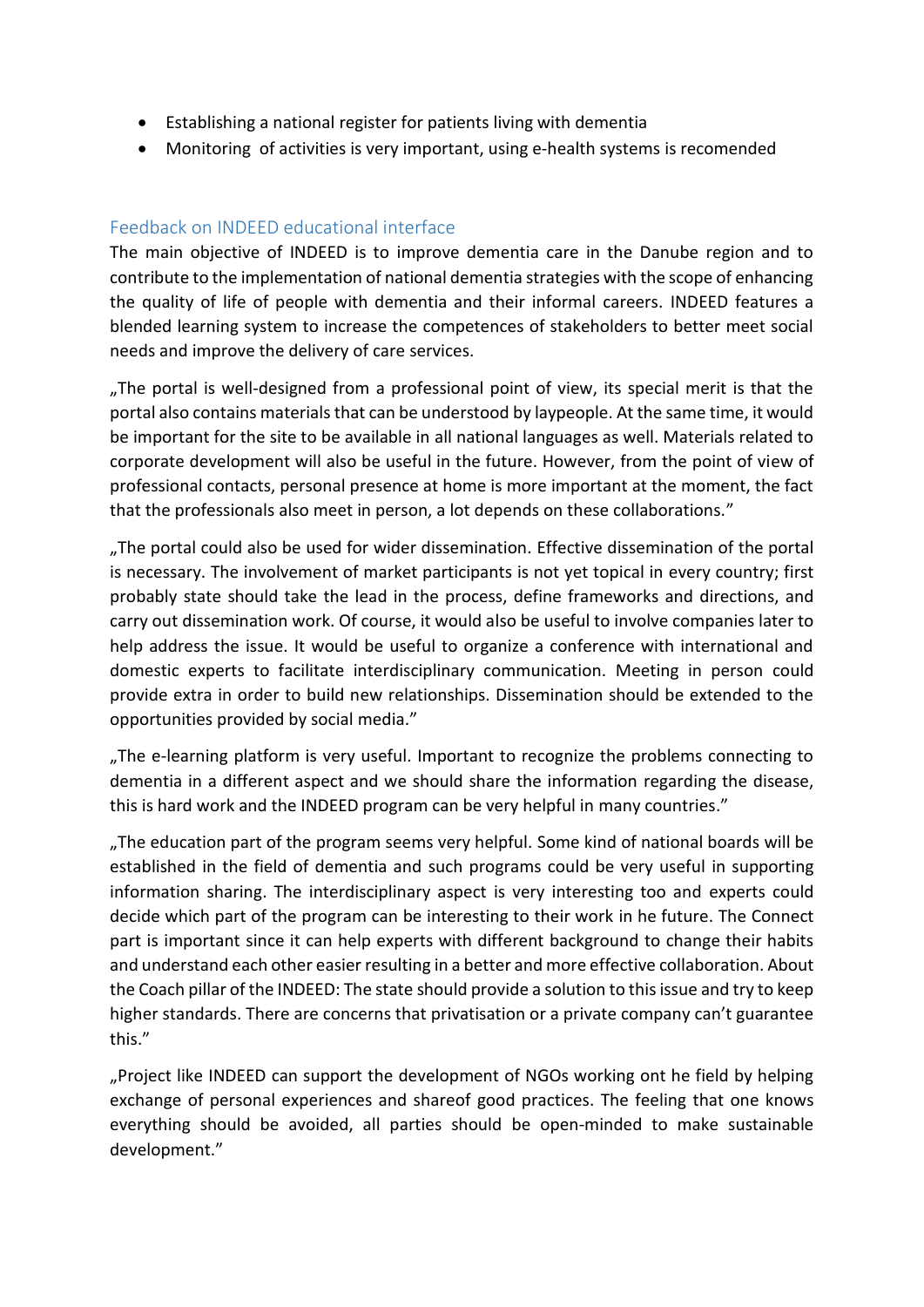- Establishing a national register for patients living with dementia
- Monitoring  of activities is very important, using e-health systems is recomended

## Feedback on INDEED educational interface

The main objective of INDEED is to improve dementia care in the Danube region and to contribute to the implementation of national dementia strategies with the scope of enhancing the quality of life of people with dementia and their informal careers. INDEED features a blended learning system to increase the competences of stakeholders to better meet social needs and improve the delivery of care services.

„The portal is well-designed from a professional point of view, its special merit is that the portal also contains materials that can be understood by laypeople. At the same time, it would be important for the site to be available in all national languages as well. Materials related to corporate development will also be useful in the future. However, from the point of view of professional contacts, personal presence at home is more important at the moment, the fact that the professionals also meet in person, a lot depends on these collaborations."

„The portal could also be used for wider dissemination. Effective dissemination of the portal is necessary. The involvement of market participants is not yet topical in every country; first probably state should take the lead in the process, define frameworks and directions, and carry out dissemination work. Of course, it would also be useful to involve companies later to help address the issue. It would be useful to organize a conference with international and domestic experts to facilitate interdisciplinary communication. Meeting in person could provide extra in order to build new relationships. Dissemination should be extended to the opportunities provided by social media."

„The e-learning platform is very useful. Important to recognize the problems connecting to dementia in a different aspect and we should share the information regarding the disease, this is hard work and the INDEED program can be very helpful in many countries."

„The education part of the program seems very helpful. Some kind of national boards will be established in the field of dementia and such programs could be very useful in supporting information sharing. The interdisciplinary aspect is very interesting too and experts could decide which part of the program can be interesting to their work in he future. The Connect part is important since it can help experts with different background to change their habits and understand each other easier resulting in a better and more effective collaboration. About the Coach pillar of the INDEED: The state should provide a solution to this issue and try to keep higher standards. There are concerns that privatisation or a private company can't guarantee this."

„Project like INDEED can support the development of NGOs working ont he field by helping exchange of personal experiences and shareof good practices. The feeling that one knows everything should be avoided, all parties should be open-minded to make sustainable development."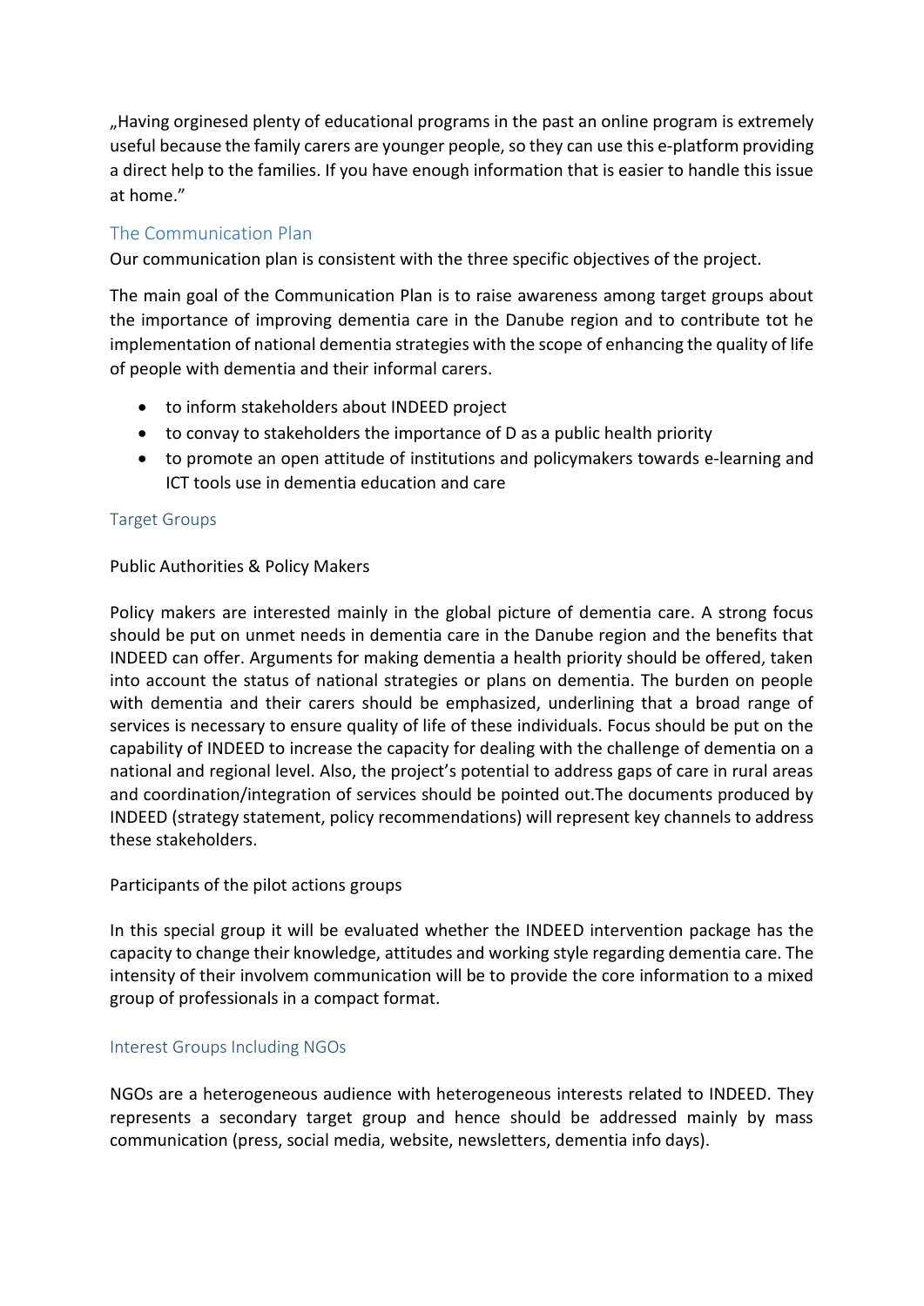„Having orginesed plenty of educational programs in the past an online program is extremely useful because the family carers are younger people, so they can use this e-platform providing a direct help to the families. If you have enough information that is easier to handle this issue at home."

## The Communication Plan

Our communication plan is consistent with the three specific objectives of the project.

The main goal of the Communication Plan is to raise awareness among target groups about the importance of improving dementia care in the Danube region and to contribute tot he implementation of national dementia strategies with the scope of enhancing the quality of life of people with dementia and their informal carers.

- to inform stakeholders about INDEED project
- to convay to stakeholders the importance of D as a public health priority
- to promote an open attitude of institutions and policymakers towards e-learning and ICT tools use in dementia education and care

### Target Groups

Public Authorities & Policy Makers

Policy makers are interested mainly in the global picture of dementia care. A strong focus should be put on unmet needs in dementia care in the Danube region and the benefits that INDEED can offer. Arguments for making dementia a health priority should be offered, taken into account the status of national strategies or plans on dementia. The burden on people with dementia and their carers should be emphasized, underlining that a broad range of services is necessary to ensure quality of life of these individuals. Focus should be put on the capability of INDEED to increase the capacity for dealing with the challenge of dementia on a national and regional level. Also, the project's potential to address gaps of care in rural areas and coordination/integration of services should be pointed out.The documents produced by INDEED (strategy statement, policy recommendations) will represent key channels to address these stakeholders.

Participants of the pilot actions groups

In this special group it will be evaluated whether the INDEED intervention package has the capacity to change their knowledge, attitudes and working style regarding dementia care. The intensity of their involvem communication will be to provide the core information to a mixed group of professionals in a compact format.

### Interest Groups Including NGOs

NGOs are a heterogeneous audience with heterogeneous interests related to INDEED. They represents a secondary target group and hence should be addressed mainly by mass communication (press, social media, website, newsletters, dementia info days).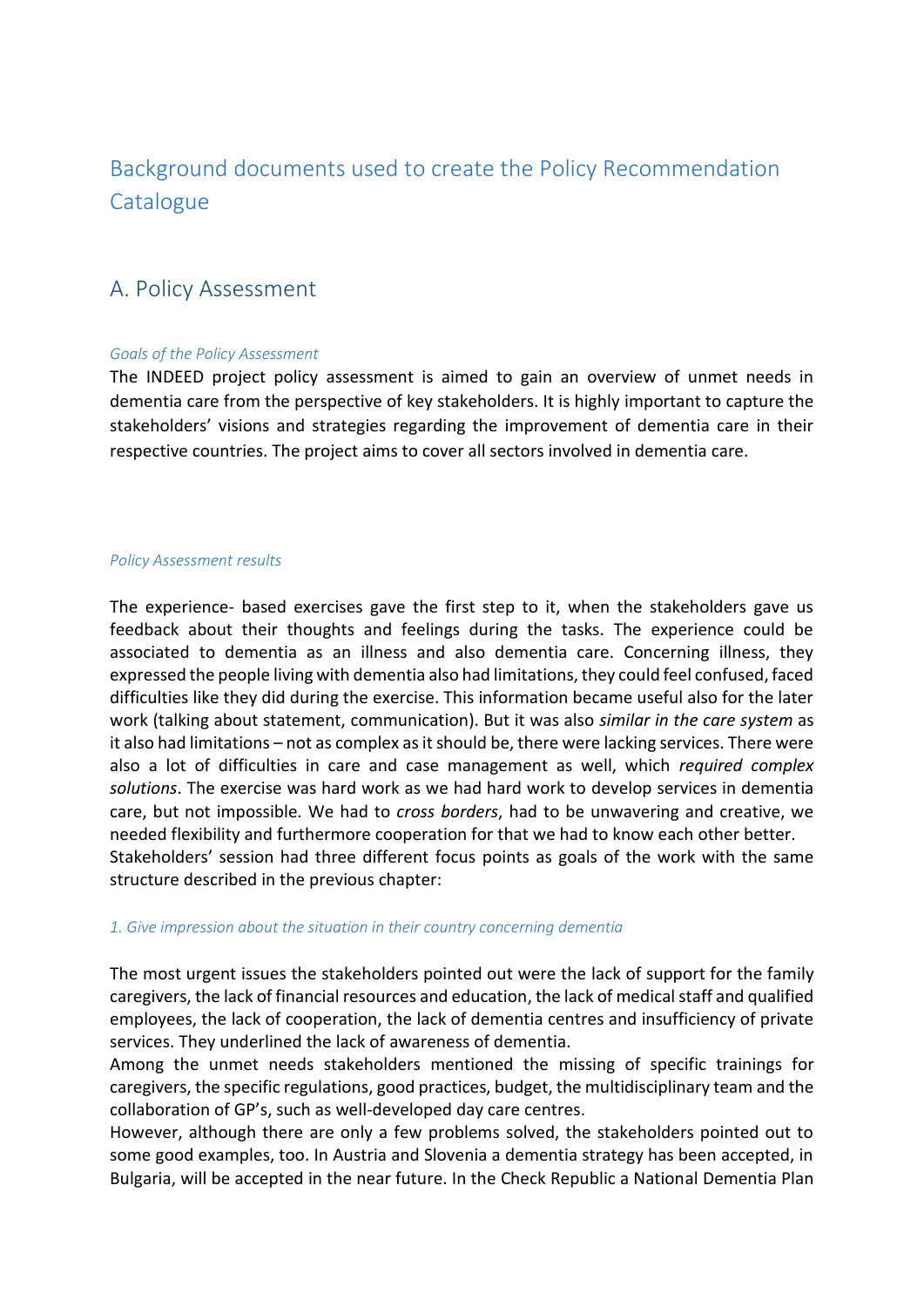# Background documents used to create the Policy Recommendation Catalogue

## A. Policy Assessment

### *Goals of the Policy Assessment*

The INDEED project policy assessment is aimed to gain an overview of unmet needs in dementia care from the perspective of key stakeholders. It is highly important to capture the stakeholders' visions and strategies regarding the improvement of dementia care in their respective countries. The project aims to cover all sectors involved in dementia care.

### *Policy Assessment results*

The experience- based exercises gave the first step to it, when the stakeholders gave us feedback about their thoughts and feelings during the tasks. The experience could be associated to dementia as an illness and also dementia care. Concerning illness, they expressed the people living with dementia also had limitations, they could feel confused, faced difficulties like they did during the exercise. This information became useful also for the later work (talking about statement, communication). But it was also *similar in the care system* as it also had limitations – not as complex as it should be, there were lacking services. There were also a lot of difficulties in care and case management as well, which *required complex solutions*. The exercise was hard work as we had hard work to develop services in dementia care, but not impossible. We had to *cross borders*, had to be unwavering and creative, we needed flexibility and furthermore cooperation for that we had to know each other better. Stakeholders' session had three different focus points as goals of the work with the same structure described in the previous chapter:

#### *1. Give impression about the situation in their country concerning dementia*

The most urgent issues the stakeholders pointed out were the lack of support for the family caregivers, the lack of financial resources and education, the lack of medical staff and qualified employees, the lack of cooperation, the lack of dementia centres and insufficiency of private services. They underlined the lack of awareness of dementia.

Among the unmet needs stakeholders mentioned the missing of specific trainings for caregivers, the specific regulations, good practices, budget, the multidisciplinary team and the collaboration of GP's, such as well-developed day care centres.

However, although there are only a few problems solved, the stakeholders pointed out to some good examples, too. In Austria and Slovenia a dementia strategy has been accepted, in Bulgaria, will be accepted in the near future. In the Check Republic a National Dementia Plan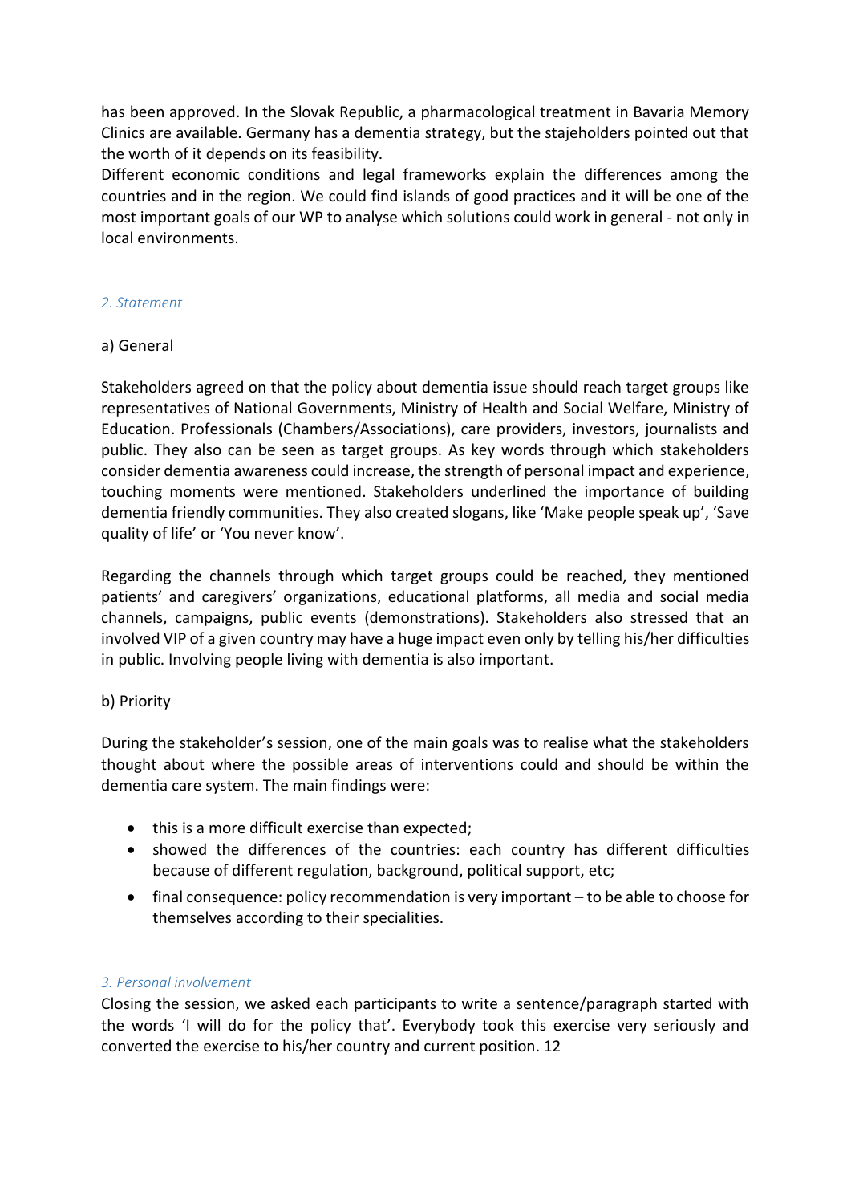has been approved. In the Slovak Republic, a pharmacological treatment in Bavaria Memory Clinics are available. Germany has a dementia strategy, but the stajeholders pointed out that the worth of it depends on its feasibility.

Different economic conditions and legal frameworks explain the differences among the countries and in the region. We could find islands of good practices and it will be one of the most important goals of our WP to analyse which solutions could work in general - not only in local environments.

### *2. Statement*

a) General

Stakeholders agreed on that the policy about dementia issue should reach target groups like representatives of National Governments, Ministry of Health and Social Welfare, Ministry of Education. Professionals (Chambers/Associations), care providers, investors, journalists and public. They also can be seen as target groups. As key words through which stakeholders consider dementia awareness could increase, the strength of personal impact and experience, touching moments were mentioned. Stakeholders underlined the importance of building dementia friendly communities. They also created slogans, like 'Make people speak up', 'Save quality of life' or 'You never know'.

Regarding the channels through which target groups could be reached, they mentioned patients' and caregivers' organizations, educational platforms, all media and social media channels, campaigns, public events (demonstrations). Stakeholders also stressed that an involved VIP of a given country may have a huge impact even only by telling his/her difficulties in public. Involving people living with dementia is also important.

b) Priority

During the stakeholder's session, one of the main goals was to realise what the stakeholders thought about where the possible areas of interventions could and should be within the dementia care system. The main findings were:

- this is a more difficult exercise than expected;
- showed the differences of the countries: each country has different difficulties because of different regulation, background, political support, etc;
- final consequence: policy recommendation is very important – to be able to choose for themselves according to their specialities.

### *3. Personal involvement*

Closing the session, we asked each participants to write a sentence/paragraph started with the words 'I will do for the policy that'. Everybody took this exercise very seriously and converted the exercise to his/her country and current position. 12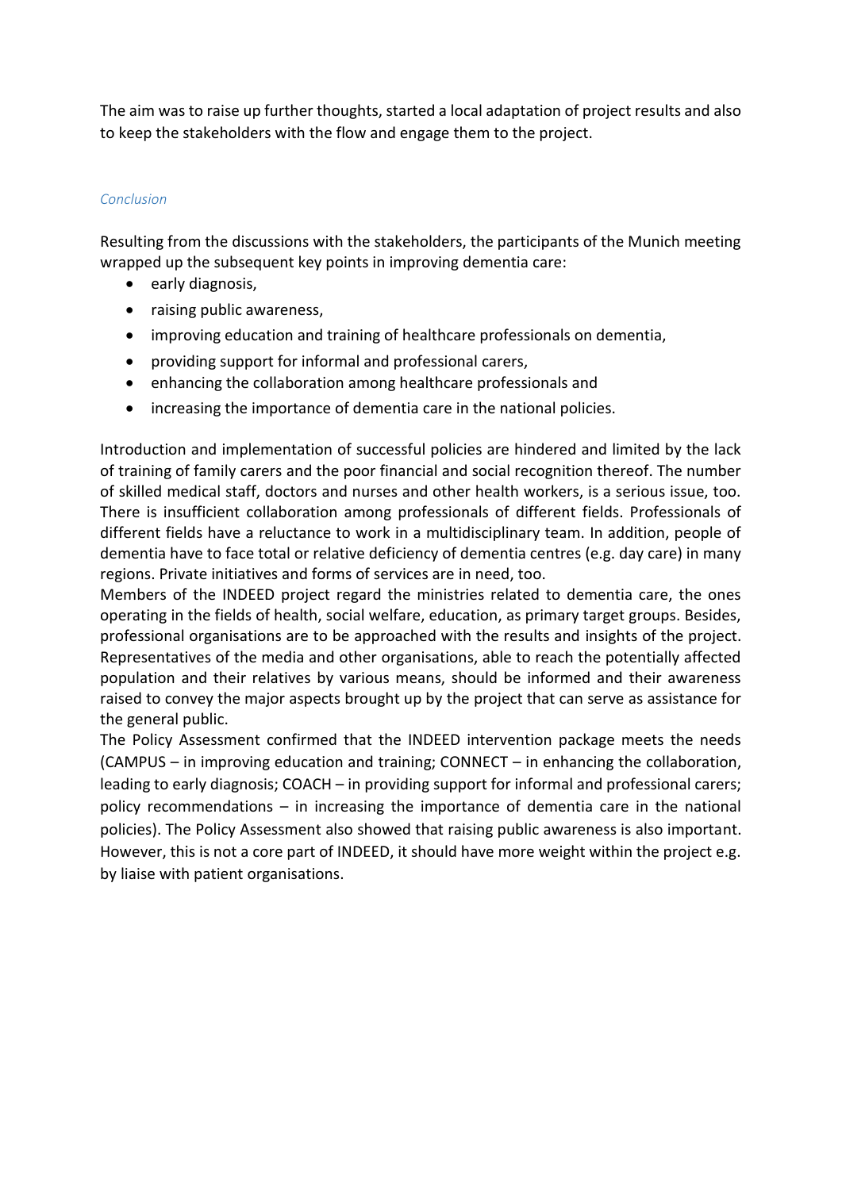The aim was to raise up further thoughts, started a local adaptation of project results and also to keep the stakeholders with the flow and engage them to the project.

### *Conclusion*

Resulting from the discussions with the stakeholders, the participants of the Munich meeting wrapped up the subsequent key points in improving dementia care:

- early diagnosis,
- raising public awareness,
- improving education and training of healthcare professionals on dementia,
- providing support for informal and professional carers,
- enhancing the collaboration among healthcare professionals and
- increasing the importance of dementia care in the national policies.

Introduction and implementation of successful policies are hindered and limited by the lack of training of family carers and the poor financial and social recognition thereof. The number of skilled medical staff, doctors and nurses and other health workers, is a serious issue, too. There is insufficient collaboration among professionals of different fields. Professionals of different fields have a reluctance to work in a multidisciplinary team. In addition, people of dementia have to face total or relative deficiency of dementia centres (e.g. day care) in many regions. Private initiatives and forms of services are in need, too.

Members of the INDEED project regard the ministries related to dementia care, the ones operating in the fields of health, social welfare, education, as primary target groups. Besides, professional organisations are to be approached with the results and insights of the project. Representatives of the media and other organisations, able to reach the potentially affected population and their relatives by various means, should be informed and their awareness raised to convey the major aspects brought up by the project that can serve as assistance for the general public.

The Policy Assessment confirmed that the INDEED intervention package meets the needs (CAMPUS – in improving education and training; CONNECT – in enhancing the collaboration, leading to early diagnosis; COACH – in providing support for informal and professional carers; policy recommendations – in increasing the importance of dementia care in the national policies). The Policy Assessment also showed that raising public awareness is also important. However, this is not a core part of INDEED, it should have more weight within the project e.g. by liaise with patient organisations.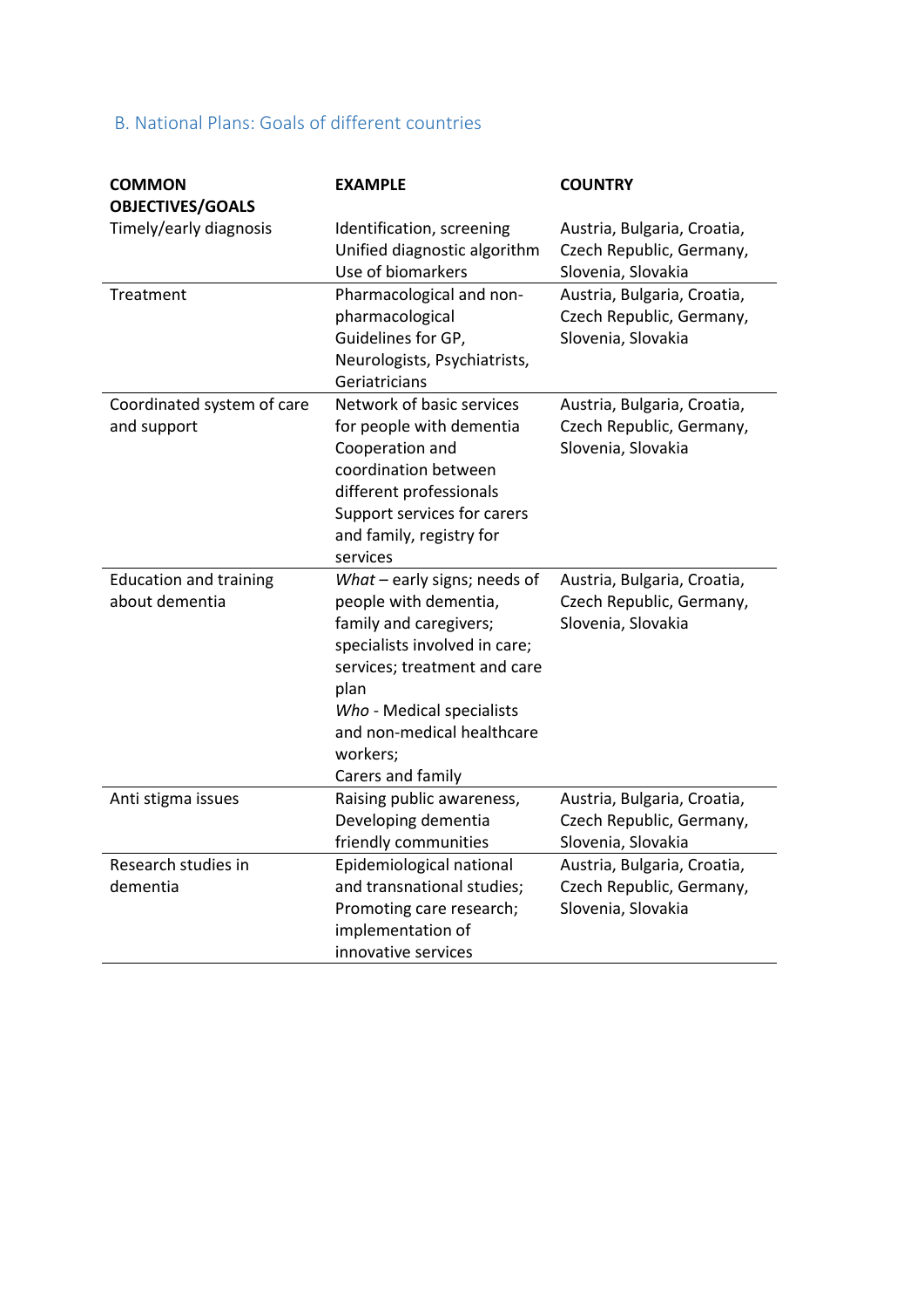## B. National Plans: Goals of different countries

| COMMON OBJECTIVES/GOALS | EXAMPLE | COUNTRY |
| --- | --- | --- |
| Timely/early diagnosis | Identification, screening<br>Unified diagnostic algorithm<br>Use of biomarkers | Austria, Bulgaria, Croatia, Czech Republic, Germany, Slovenia, Slovakia |
| Treatment | Pharmacological and non-pharmacological<br>Guidelines for GP, Neurologists, Psychiatrists, Geriatricians | Austria, Bulgaria, Croatia, Czech Republic, Germany, Slovenia, Slovakia |
| Coordinated system of care and support | Network of basic services for people with dementia<br>Cooperation and coordination between different professionals<br>Support services for carers and family, registry for services | Austria, Bulgaria, Croatia, Czech Republic, Germany, Slovenia, Slovakia |
| Education and training about dementia | *What* – early signs; needs of people with dementia, family and caregivers; specialists involved in care; services; treatment and care plan<br>*Who* - Medical specialists and non-medical healthcare workers;<br>Carers and family | Austria, Bulgaria, Croatia, Czech Republic, Germany, Slovenia, Slovakia |
| Anti stigma issues | Raising public awareness, Developing dementia friendly communities | Austria, Bulgaria, Croatia, Czech Republic, Germany, Slovenia, Slovakia |
| Research studies in dementia | Epidemiological national and transnational studies; Promoting care research; implementation of innovative services | Austria, Bulgaria, Croatia, Czech Republic, Germany, Slovenia, Slovakia |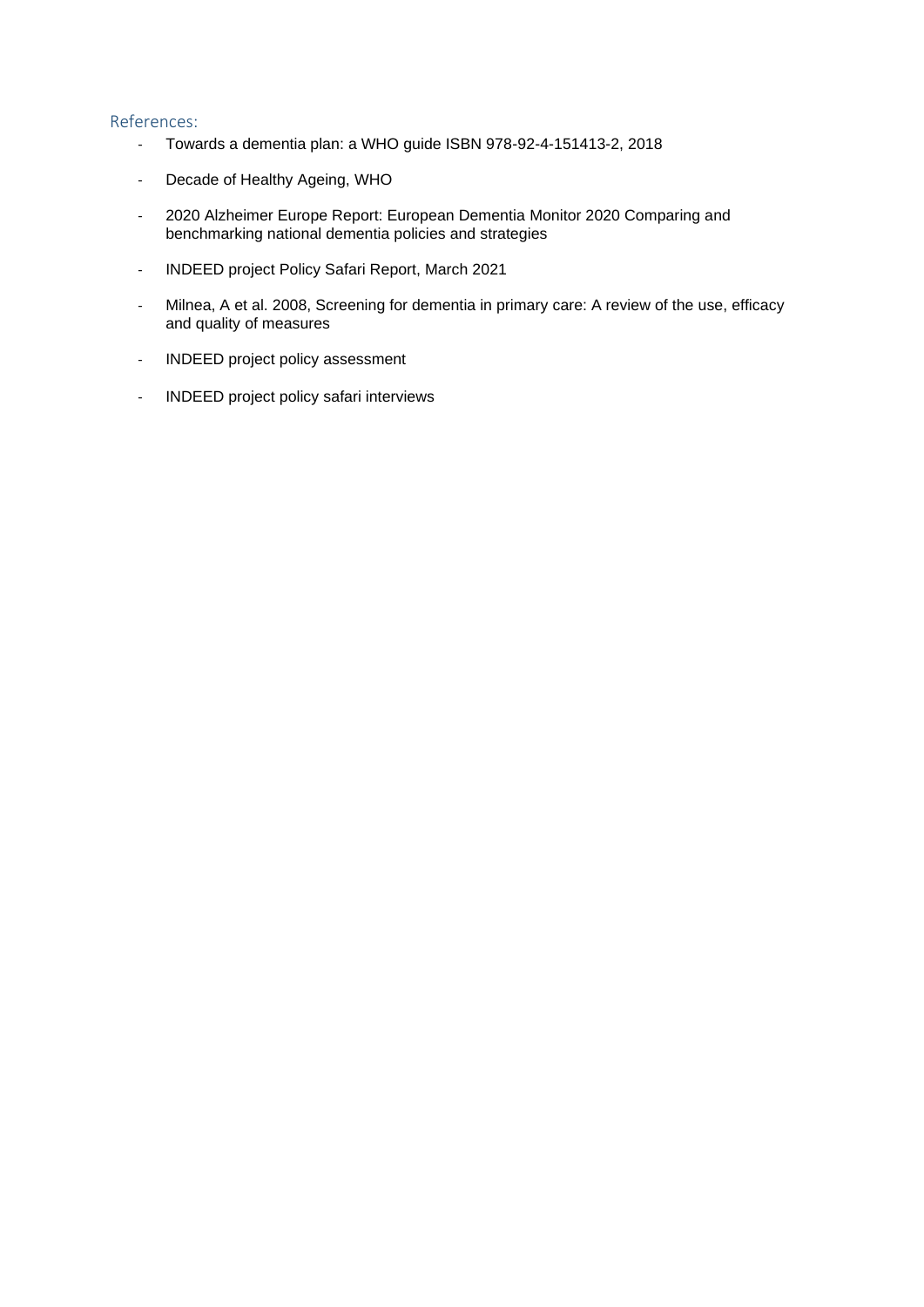## References:

- Towards a dementia plan: a WHO guide ISBN 978-92-4-151413-2, 2018
- Decade of Healthy Ageing, WHO
- 2020 Alzheimer Europe Report: European Dementia Monitor 2020 Comparing and benchmarking national dementia policies and strategies
- INDEED project Policy Safari Report, March 2021
- Milnea, A et al. 2008, Screening for dementia in primary care: A review of the use, efficacy and quality of measures
- INDEED project policy assessment
- INDEED project policy safari interviews